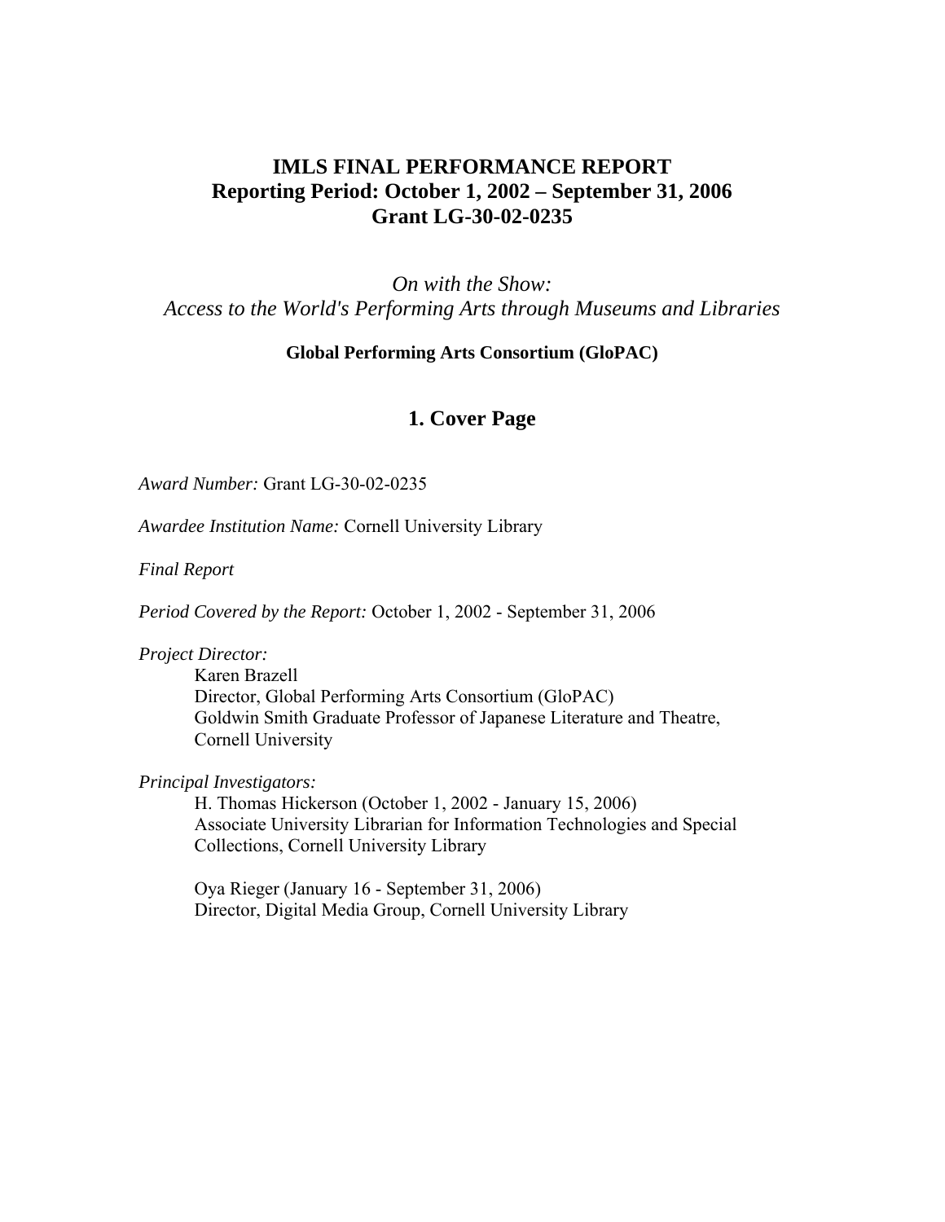# IMLS FINAL PERFORMANCE REPORT
# Reporting Period: October 1, 2002 – September 31, 2006
# Grant LG-30-02-0235

*On with the Show:*
*Access to the World's Performing Arts through Museums and Libraries*

**Global Performing Arts Consortium (GloPAC)**

## 1. Cover Page

*Award Number:* Grant LG-30-02-0235

*Awardee Institution Name:* Cornell University Library

*Final Report*

*Period Covered by the Report:* October 1, 2002 - September 31, 2006

*Project Director:*

Karen Brazell
Director, Global Performing Arts Consortium (GloPAC)
Goldwin Smith Graduate Professor of Japanese Literature and Theatre, Cornell University

*Principal Investigators:*

H. Thomas Hickerson (October 1, 2002 - January 15, 2006)
Associate University Librarian for Information Technologies and Special Collections, Cornell University Library

Oya Rieger (January 16 - September 31, 2006)
Director, Digital Media Group, Cornell University Library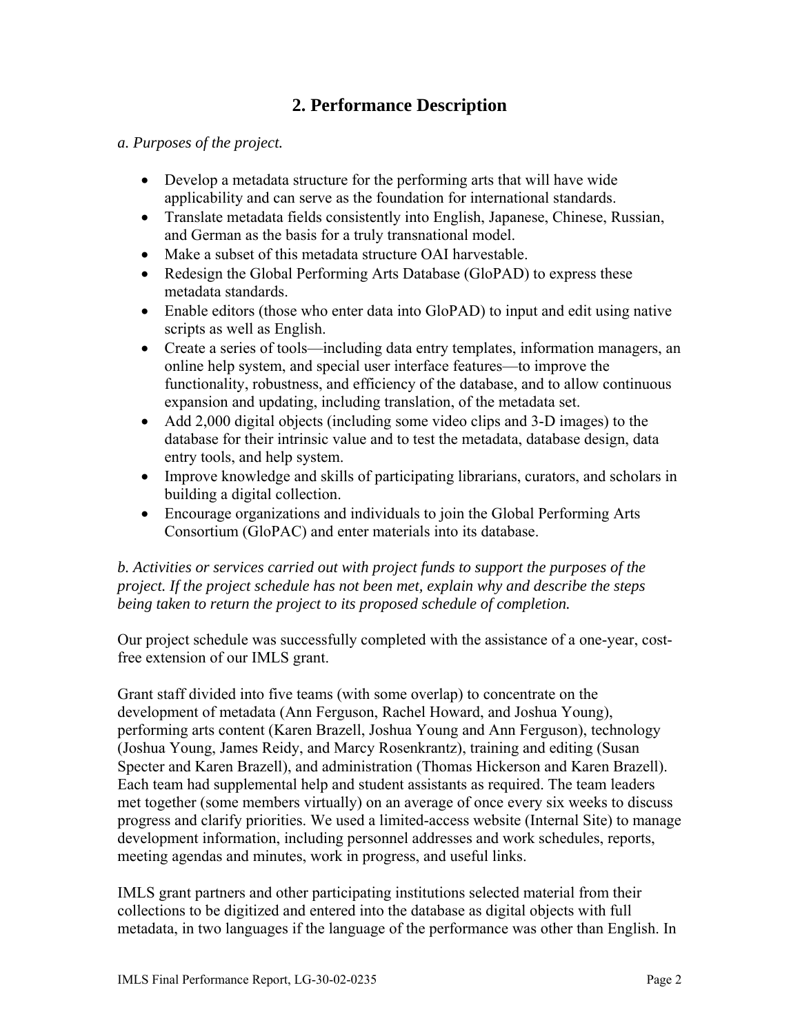## 2. Performance Description

*a. Purposes of the project.*

- Develop a metadata structure for the performing arts that will have wide applicability and can serve as the foundation for international standards.
- Translate metadata fields consistently into English, Japanese, Chinese, Russian, and German as the basis for a truly transnational model.
- Make a subset of this metadata structure OAI harvestable.
- Redesign the Global Performing Arts Database (GloPAD) to express these metadata standards.
- Enable editors (those who enter data into GloPAD) to input and edit using native scripts as well as English.
- Create a series of tools—including data entry templates, information managers, an online help system, and special user interface features—to improve the functionality, robustness, and efficiency of the database, and to allow continuous expansion and updating, including translation, of the metadata set.
- Add 2,000 digital objects (including some video clips and 3-D images) to the database for their intrinsic value and to test the metadata, database design, data entry tools, and help system.
- Improve knowledge and skills of participating librarians, curators, and scholars in building a digital collection.
- Encourage organizations and individuals to join the Global Performing Arts Consortium (GloPAC) and enter materials into its database.

*b. Activities or services carried out with project funds to support the purposes of the project. If the project schedule has not been met, explain why and describe the steps being taken to return the project to its proposed schedule of completion.*

Our project schedule was successfully completed with the assistance of a one-year, cost-free extension of our IMLS grant.

Grant staff divided into five teams (with some overlap) to concentrate on the development of metadata (Ann Ferguson, Rachel Howard, and Joshua Young), performing arts content (Karen Brazell, Joshua Young and Ann Ferguson), technology (Joshua Young, James Reidy, and Marcy Rosenkrantz), training and editing (Susan Specter and Karen Brazell), and administration (Thomas Hickerson and Karen Brazell). Each team had supplemental help and student assistants as required. The team leaders met together (some members virtually) on an average of once every six weeks to discuss progress and clarify priorities. We used a limited-access website (Internal Site) to manage development information, including personnel addresses and work schedules, reports, meeting agendas and minutes, work in progress, and useful links.

IMLS grant partners and other participating institutions selected material from their collections to be digitized and entered into the database as digital objects with full metadata, in two languages if the language of the performance was other than English. In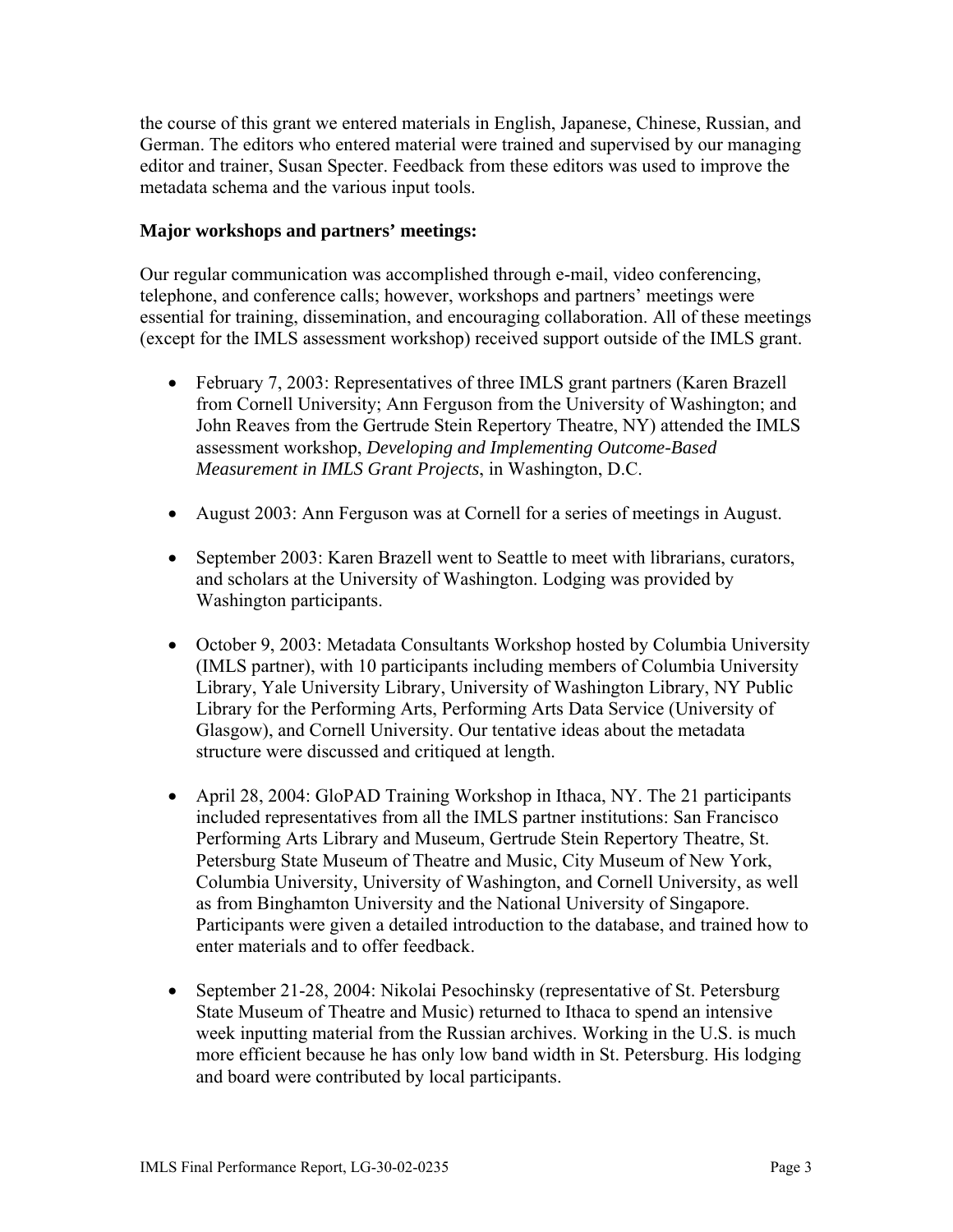the course of this grant we entered materials in English, Japanese, Chinese, Russian, and German. The editors who entered material were trained and supervised by our managing editor and trainer, Susan Specter. Feedback from these editors was used to improve the metadata schema and the various input tools.

**Major workshops and partners' meetings:**

Our regular communication was accomplished through e-mail, video conferencing, telephone, and conference calls; however, workshops and partners' meetings were essential for training, dissemination, and encouraging collaboration. All of these meetings (except for the IMLS assessment workshop) received support outside of the IMLS grant.

- February 7, 2003: Representatives of three IMLS grant partners (Karen Brazell from Cornell University; Ann Ferguson from the University of Washington; and John Reaves from the Gertrude Stein Repertory Theatre, NY) attended the IMLS assessment workshop, *Developing and Implementing Outcome-Based Measurement in IMLS Grant Projects*, in Washington, D.C.

- August 2003: Ann Ferguson was at Cornell for a series of meetings in August.

- September 2003: Karen Brazell went to Seattle to meet with librarians, curators, and scholars at the University of Washington. Lodging was provided by Washington participants.

- October 9, 2003: Metadata Consultants Workshop hosted by Columbia University (IMLS partner), with 10 participants including members of Columbia University Library, Yale University Library, University of Washington Library, NY Public Library for the Performing Arts, Performing Arts Data Service (University of Glasgow), and Cornell University. Our tentative ideas about the metadata structure were discussed and critiqued at length.

- April 28, 2004: GloPAD Training Workshop in Ithaca, NY. The 21 participants included representatives from all the IMLS partner institutions: San Francisco Performing Arts Library and Museum, Gertrude Stein Repertory Theatre, St. Petersburg State Museum of Theatre and Music, City Museum of New York, Columbia University, University of Washington, and Cornell University, as well as from Binghamton University and the National University of Singapore. Participants were given a detailed introduction to the database, and trained how to enter materials and to offer feedback.

- September 21-28, 2004: Nikolai Pesochinsky (representative of St. Petersburg State Museum of Theatre and Music) returned to Ithaca to spend an intensive week inputting material from the Russian archives. Working in the U.S. is much more efficient because he has only low band width in St. Petersburg. His lodging and board were contributed by local participants.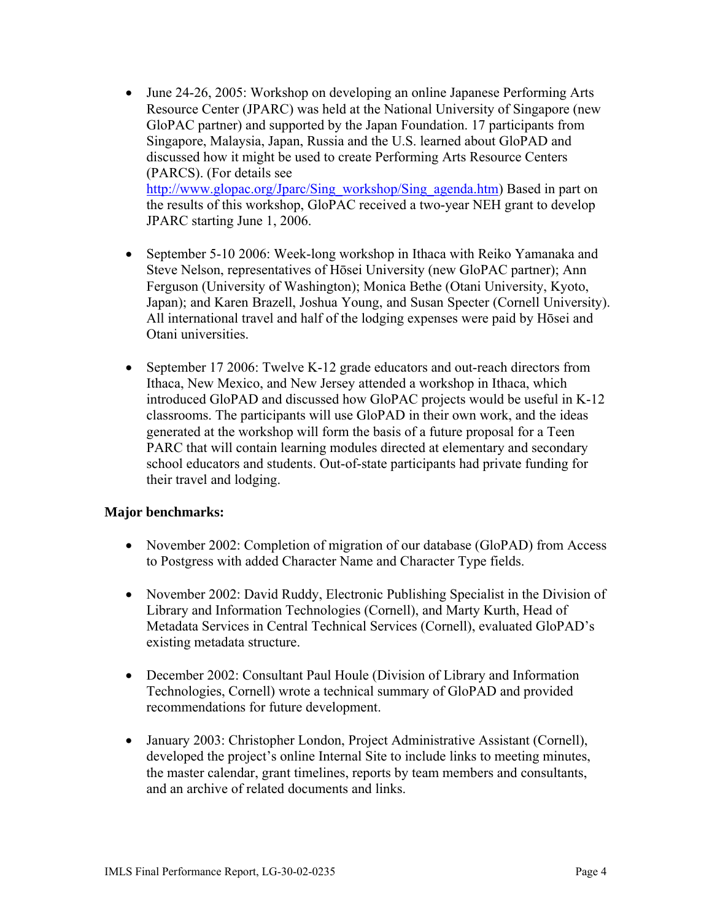- June 24-26, 2005: Workshop on developing an online Japanese Performing Arts Resource Center (JPARC) was held at the National University of Singapore (new GloPAC partner) and supported by the Japan Foundation. 17 participants from Singapore, Malaysia, Japan, Russia and the U.S. learned about GloPAD and discussed how it might be used to create Performing Arts Resource Centers (PARCS). (For details see http://www.glopac.org/Jparc/Sing_workshop/Sing_agenda.htm) Based in part on the results of this workshop, GloPAC received a two-year NEH grant to develop JPARC starting June 1, 2006.

- September 5-10 2006: Week-long workshop in Ithaca with Reiko Yamanaka and Steve Nelson, representatives of Hōsei University (new GloPAC partner); Ann Ferguson (University of Washington); Monica Bethe (Otani University, Kyoto, Japan); and Karen Brazell, Joshua Young, and Susan Specter (Cornell University). All international travel and half of the lodging expenses were paid by Hōsei and Otani universities.

- September 17 2006: Twelve K-12 grade educators and out-reach directors from Ithaca, New Mexico, and New Jersey attended a workshop in Ithaca, which introduced GloPAD and discussed how GloPAC projects would be useful in K-12 classrooms. The participants will use GloPAD in their own work, and the ideas generated at the workshop will form the basis of a future proposal for a Teen PARC that will contain learning modules directed at elementary and secondary school educators and students. Out-of-state participants had private funding for their travel and lodging.

**Major benchmarks:**

- November 2002: Completion of migration of our database (GloPAD) from Access to Postgress with added Character Name and Character Type fields.

- November 2002: David Ruddy, Electronic Publishing Specialist in the Division of Library and Information Technologies (Cornell), and Marty Kurth, Head of Metadata Services in Central Technical Services (Cornell), evaluated GloPAD's existing metadata structure.

- December 2002: Consultant Paul Houle (Division of Library and Information Technologies, Cornell) wrote a technical summary of GloPAD and provided recommendations for future development.

- January 2003: Christopher London, Project Administrative Assistant (Cornell), developed the project's online Internal Site to include links to meeting minutes, the master calendar, grant timelines, reports by team members and consultants, and an archive of related documents and links.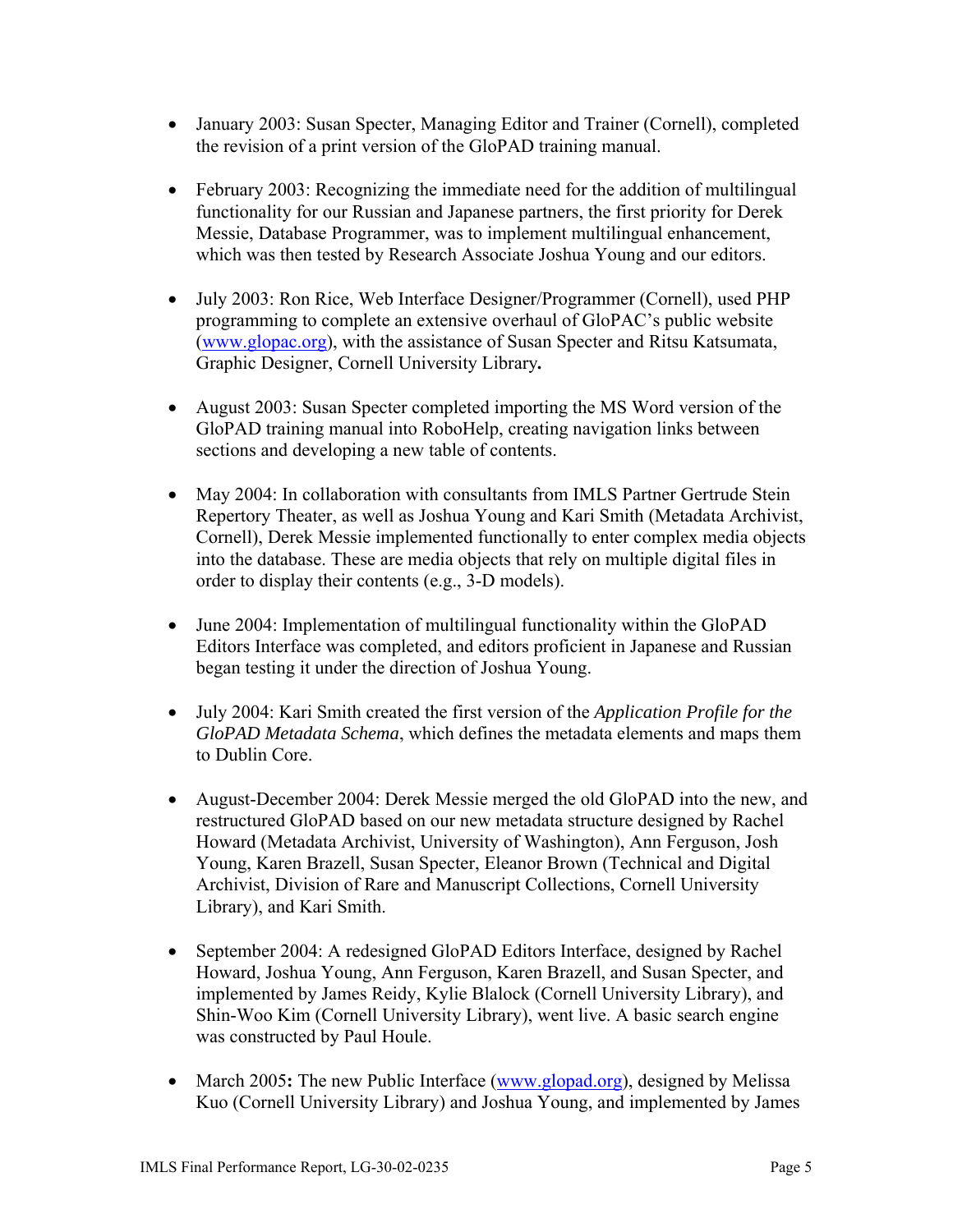- January 2003: Susan Specter, Managing Editor and Trainer (Cornell), completed the revision of a print version of the GloPAD training manual.

- February 2003: Recognizing the immediate need for the addition of multilingual functionality for our Russian and Japanese partners, the first priority for Derek Messie, Database Programmer, was to implement multilingual enhancement, which was then tested by Research Associate Joshua Young and our editors.

- July 2003: Ron Rice, Web Interface Designer/Programmer (Cornell), used PHP programming to complete an extensive overhaul of GloPAC's public website (www.glopac.org), with the assistance of Susan Specter and Ritsu Katsumata, Graphic Designer, Cornell University Library**.**

- August 2003: Susan Specter completed importing the MS Word version of the GloPAD training manual into RoboHelp, creating navigation links between sections and developing a new table of contents.

- May 2004: In collaboration with consultants from IMLS Partner Gertrude Stein Repertory Theater, as well as Joshua Young and Kari Smith (Metadata Archivist, Cornell), Derek Messie implemented functionally to enter complex media objects into the database. These are media objects that rely on multiple digital files in order to display their contents (e.g., 3-D models).

- June 2004: Implementation of multilingual functionality within the GloPAD Editors Interface was completed, and editors proficient in Japanese and Russian began testing it under the direction of Joshua Young.

- July 2004: Kari Smith created the first version of the *Application Profile for the GloPAD Metadata Schema*, which defines the metadata elements and maps them to Dublin Core.

- August-December 2004: Derek Messie merged the old GloPAD into the new, and restructured GloPAD based on our new metadata structure designed by Rachel Howard (Metadata Archivist, University of Washington), Ann Ferguson, Josh Young, Karen Brazell, Susan Specter, Eleanor Brown (Technical and Digital Archivist, Division of Rare and Manuscript Collections, Cornell University Library), and Kari Smith.

- September 2004: A redesigned GloPAD Editors Interface, designed by Rachel Howard, Joshua Young, Ann Ferguson, Karen Brazell, and Susan Specter, and implemented by James Reidy, Kylie Blalock (Cornell University Library), and Shin-Woo Kim (Cornell University Library), went live. A basic search engine was constructed by Paul Houle.

- March 2005**:** The new Public Interface (www.glopad.org), designed by Melissa Kuo (Cornell University Library) and Joshua Young, and implemented by James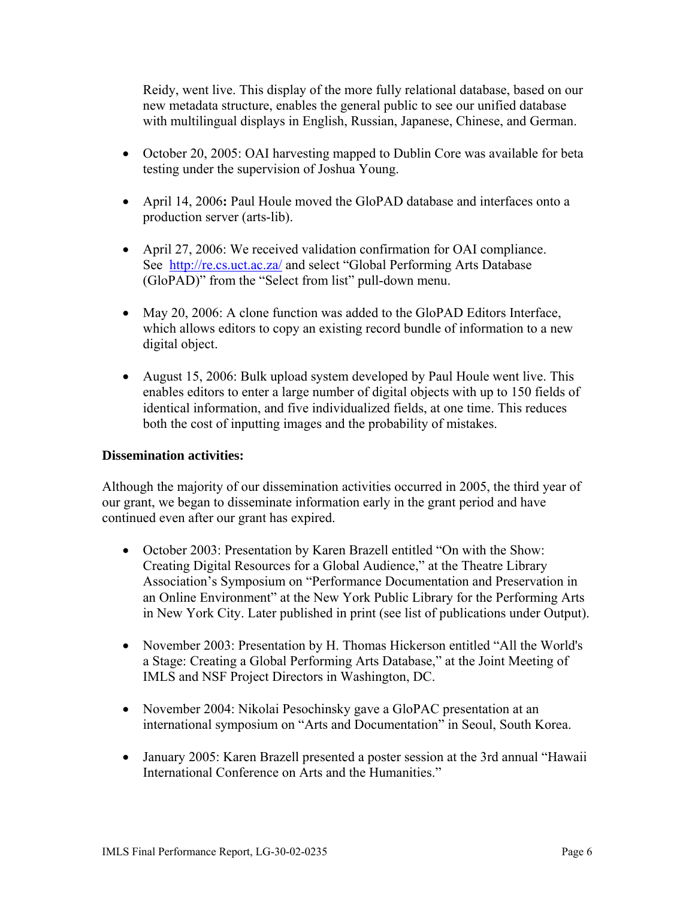Reidy, went live. This display of the more fully relational database, based on our new metadata structure, enables the general public to see our unified database with multilingual displays in English, Russian, Japanese, Chinese, and German.

- October 20, 2005: OAI harvesting mapped to Dublin Core was available for beta testing under the supervision of Joshua Young.
- April 14, 2006**:** Paul Houle moved the GloPAD database and interfaces onto a production server (arts-lib).
- April 27, 2006: We received validation confirmation for OAI compliance. See [http://re.cs.uct.ac.za/](http://re.cs.uct.ac.za/) and select "Global Performing Arts Database (GloPAD)" from the "Select from list" pull-down menu.
- May 20, 2006: A clone function was added to the GloPAD Editors Interface, which allows editors to copy an existing record bundle of information to a new digital object.
- August 15, 2006: Bulk upload system developed by Paul Houle went live. This enables editors to enter a large number of digital objects with up to 150 fields of identical information, and five individualized fields, at one time. This reduces both the cost of inputting images and the probability of mistakes.

**Dissemination activities:**

Although the majority of our dissemination activities occurred in 2005, the third year of our grant, we began to disseminate information early in the grant period and have continued even after our grant has expired.

- October 2003: Presentation by Karen Brazell entitled "On with the Show: Creating Digital Resources for a Global Audience," at the Theatre Library Association's Symposium on "Performance Documentation and Preservation in an Online Environment" at the New York Public Library for the Performing Arts in New York City. Later published in print (see list of publications under Output).
- November 2003: Presentation by H. Thomas Hickerson entitled "All the World's a Stage: Creating a Global Performing Arts Database," at the Joint Meeting of IMLS and NSF Project Directors in Washington, DC.
- November 2004: Nikolai Pesochinsky gave a GloPAC presentation at an international symposium on "Arts and Documentation" in Seoul, South Korea.
- January 2005: Karen Brazell presented a poster session at the 3rd annual "Hawaii International Conference on Arts and the Humanities."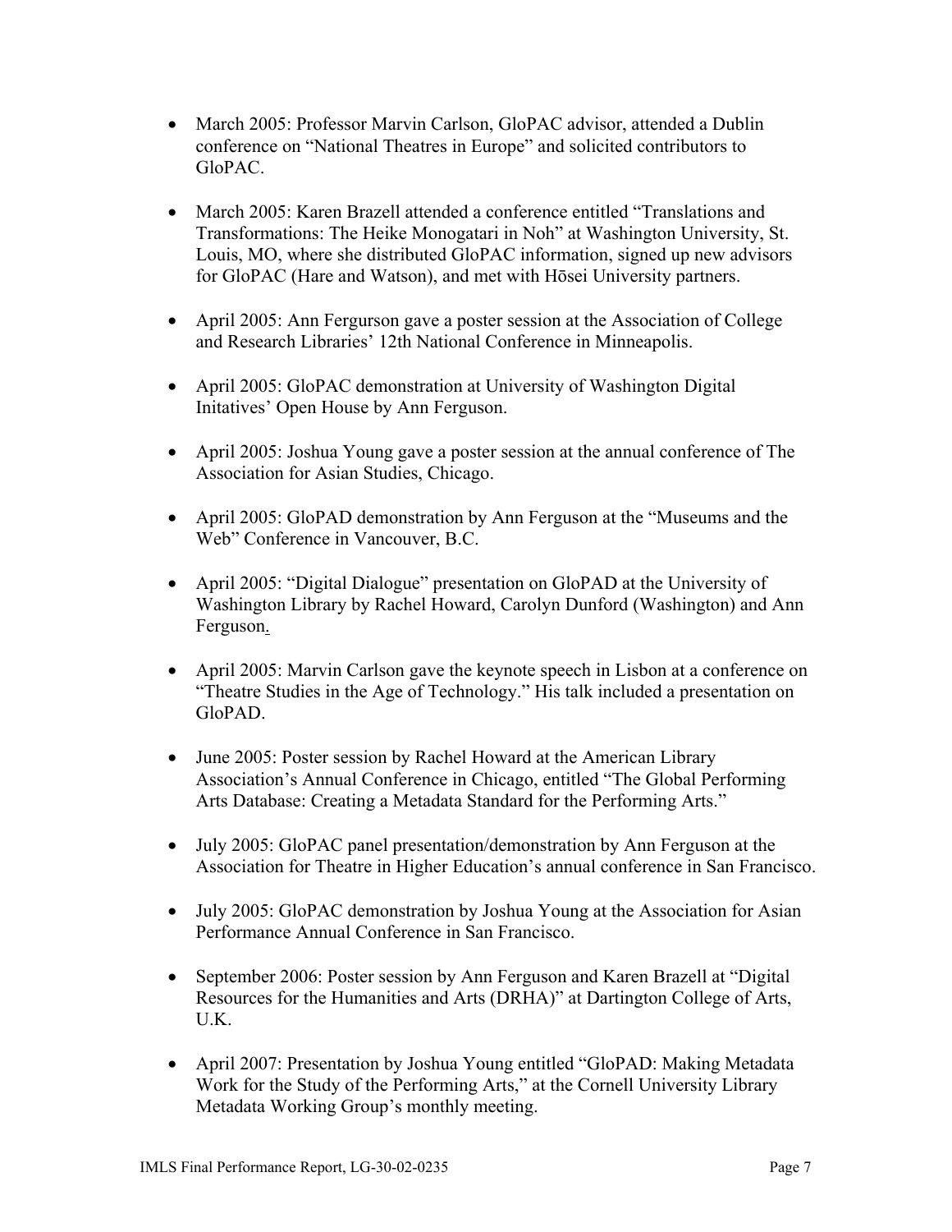- March 2005: Professor Marvin Carlson, GloPAC advisor, attended a Dublin conference on "National Theatres in Europe" and solicited contributors to GloPAC.

- March 2005: Karen Brazell attended a conference entitled "Translations and Transformations: The Heike Monogatari in Noh" at Washington University, St. Louis, MO, where she distributed GloPAC information, signed up new advisors for GloPAC (Hare and Watson), and met with Hōsei University partners.

- April 2005: Ann Fergurson gave a poster session at the Association of College and Research Libraries' 12th National Conference in Minneapolis.

- April 2005: GloPAC demonstration at University of Washington Digital Initatives' Open House by Ann Ferguson.

- April 2005: Joshua Young gave a poster session at the annual conference of The Association for Asian Studies, Chicago.

- April 2005: GloPAD demonstration by Ann Ferguson at the "Museums and the Web" Conference in Vancouver, B.C.

- April 2005: "Digital Dialogue" presentation on GloPAD at the University of Washington Library by Rachel Howard, Carolyn Dunford (Washington) and Ann Ferguson.

- April 2005: Marvin Carlson gave the keynote speech in Lisbon at a conference on "Theatre Studies in the Age of Technology." His talk included a presentation on GloPAD.

- June 2005: Poster session by Rachel Howard at the American Library Association's Annual Conference in Chicago, entitled "The Global Performing Arts Database: Creating a Metadata Standard for the Performing Arts."

- July 2005: GloPAC panel presentation/demonstration by Ann Ferguson at the Association for Theatre in Higher Education's annual conference in San Francisco.

- July 2005: GloPAC demonstration by Joshua Young at the Association for Asian Performance Annual Conference in San Francisco.

- September 2006: Poster session by Ann Ferguson and Karen Brazell at "Digital Resources for the Humanities and Arts (DRHA)" at Dartington College of Arts, U.K.

- April 2007: Presentation by Joshua Young entitled "GloPAD: Making Metadata Work for the Study of the Performing Arts," at the Cornell University Library Metadata Working Group's monthly meeting.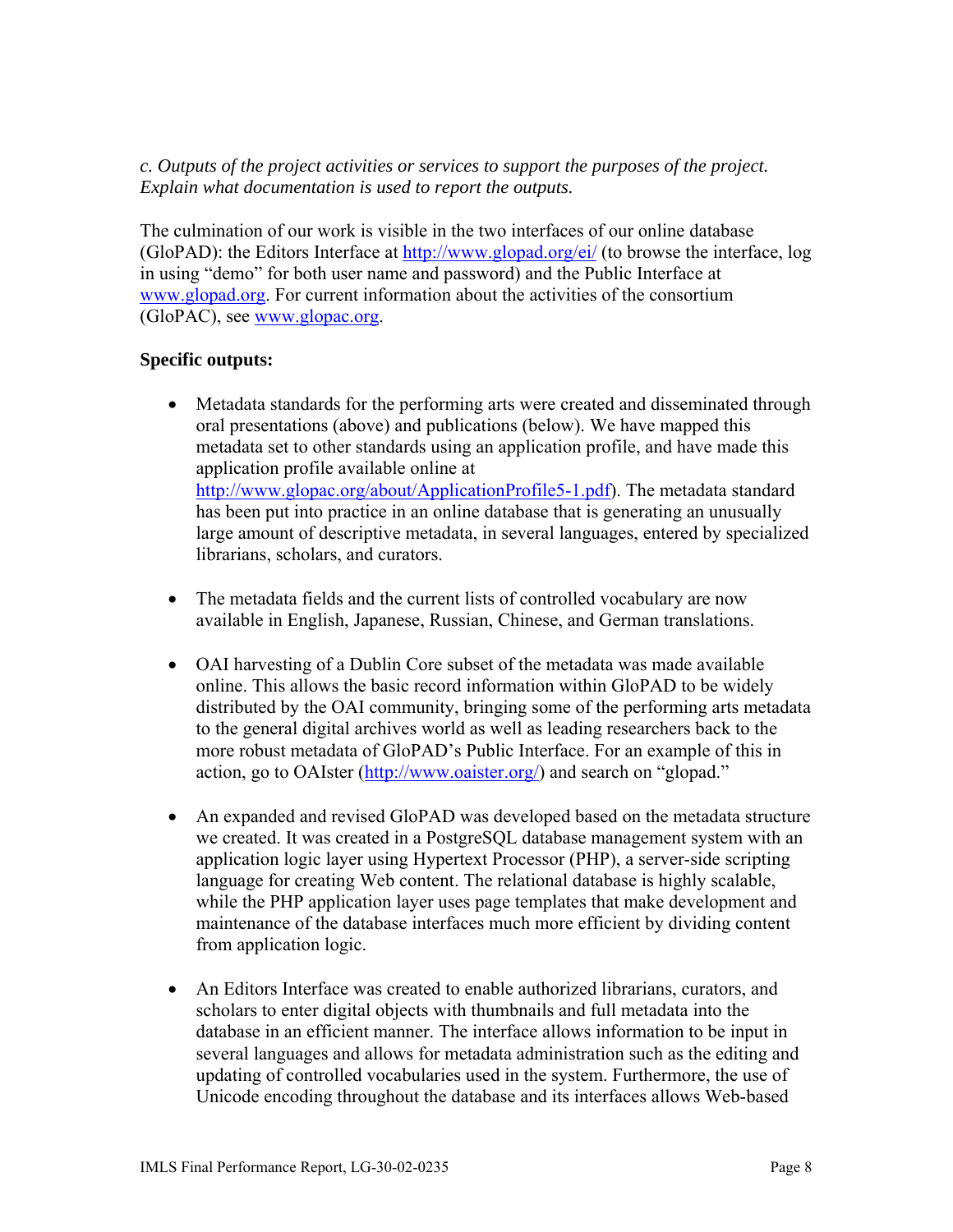*c. Outputs of the project activities or services to support the purposes of the project. Explain what documentation is used to report the outputs.*

The culmination of our work is visible in the two interfaces of our online database (GloPAD): the Editors Interface at http://www.glopad.org/ei/ (to browse the interface, log in using “demo” for both user name and password) and the Public Interface at www.glopad.org. For current information about the activities of the consortium (GloPAC), see www.glopac.org.

**Specific outputs:**

- Metadata standards for the performing arts were created and disseminated through oral presentations (above) and publications (below). We have mapped this metadata set to other standards using an application profile, and have made this application profile available online at http://www.glopac.org/about/ApplicationProfile5-1.pdf). The metadata standard has been put into practice in an online database that is generating an unusually large amount of descriptive metadata, in several languages, entered by specialized librarians, scholars, and curators.

- The metadata fields and the current lists of controlled vocabulary are now available in English, Japanese, Russian, Chinese, and German translations.

- OAI harvesting of a Dublin Core subset of the metadata was made available online. This allows the basic record information within GloPAD to be widely distributed by the OAI community, bringing some of the performing arts metadata to the general digital archives world as well as leading researchers back to the more robust metadata of GloPAD’s Public Interface. For an example of this in action, go to OAIster (http://www.oaister.org/) and search on “glopad.”

- An expanded and revised GloPAD was developed based on the metadata structure we created. It was created in a PostgreSQL database management system with an application logic layer using Hypertext Processor (PHP), a server-side scripting language for creating Web content. The relational database is highly scalable, while the PHP application layer uses page templates that make development and maintenance of the database interfaces much more efficient by dividing content from application logic.

- An Editors Interface was created to enable authorized librarians, curators, and scholars to enter digital objects with thumbnails and full metadata into the database in an efficient manner. The interface allows information to be input in several languages and allows for metadata administration such as the editing and updating of controlled vocabularies used in the system. Furthermore, the use of Unicode encoding throughout the database and its interfaces allows Web-based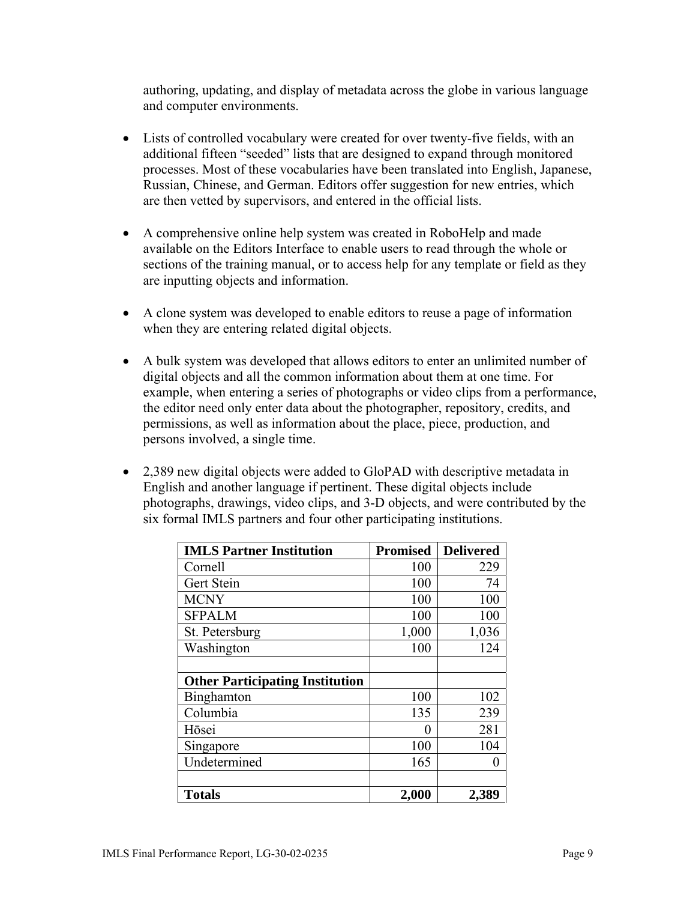authoring, updating, and display of metadata across the globe in various language and computer environments.

- Lists of controlled vocabulary were created for over twenty-five fields, with an additional fifteen "seeded" lists that are designed to expand through monitored processes. Most of these vocabularies have been translated into English, Japanese, Russian, Chinese, and German. Editors offer suggestion for new entries, which are then vetted by supervisors, and entered in the official lists.

- A comprehensive online help system was created in RoboHelp and made available on the Editors Interface to enable users to read through the whole or sections of the training manual, or to access help for any template or field as they are inputting objects and information.

- A clone system was developed to enable editors to reuse a page of information when they are entering related digital objects.

- A bulk system was developed that allows editors to enter an unlimited number of digital objects and all the common information about them at one time. For example, when entering a series of photographs or video clips from a performance, the editor need only enter data about the photographer, repository, credits, and permissions, as well as information about the place, piece, production, and persons involved, a single time.

- 2,389 new digital objects were added to GloPAD with descriptive metadata in English and another language if pertinent. These digital objects include photographs, drawings, video clips, and 3-D objects, and were contributed by the six formal IMLS partners and four other participating institutions.

| **IMLS Partner Institution** | **Promised** | **Delivered** |
|---|---:|---:|
| Cornell | 100 | 229 |
| Gert Stein | 100 | 74 |
| MCNY | 100 | 100 |
| SFPALM | 100 | 100 |
| St. Petersburg | 1,000 | 1,036 |
| Washington | 100 | 124 |
| | | |
| **Other Participating Institution** | | |
| Binghamton | 100 | 102 |
| Columbia | 135 | 239 |
| Hōsei | 0 | 281 |
| Singapore | 100 | 104 |
| Undetermined | 165 | 0 |
| | | |
| **Totals** | **2,000** | **2,389** |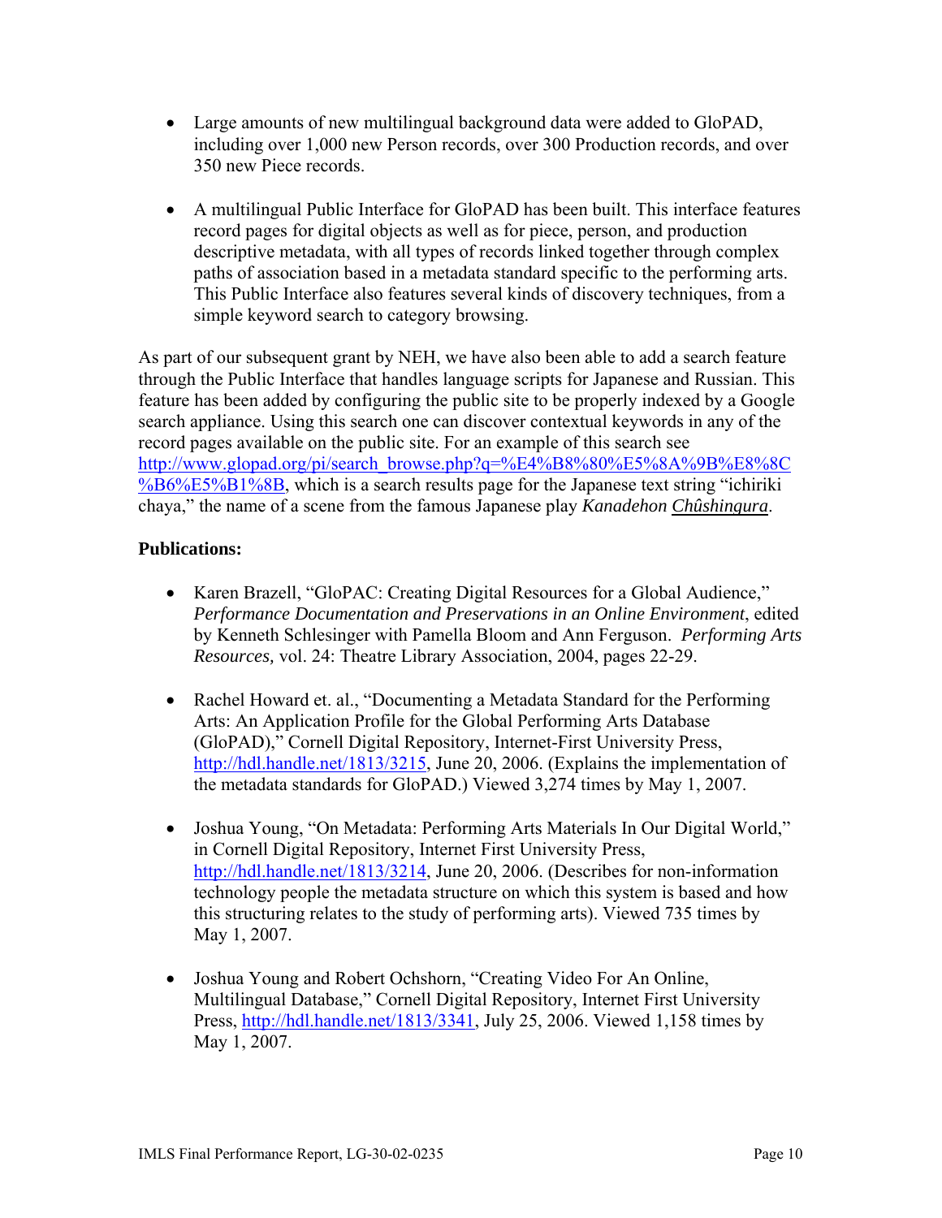- Large amounts of new multilingual background data were added to GloPAD, including over 1,000 new Person records, over 300 Production records, and over 350 new Piece records.

- A multilingual Public Interface for GloPAD has been built. This interface features record pages for digital objects as well as for piece, person, and production descriptive metadata, with all types of records linked together through complex paths of association based in a metadata standard specific to the performing arts. This Public Interface also features several kinds of discovery techniques, from a simple keyword search to category browsing.

As part of our subsequent grant by NEH, we have also been able to add a search feature through the Public Interface that handles language scripts for Japanese and Russian. This feature has been added by configuring the public site to be properly indexed by a Google search appliance. Using this search one can discover contextual keywords in any of the record pages available on the public site. For an example of this search see http://www.glopad.org/pi/search_browse.php?q=%E4%B8%80%E5%8A%9B%E8%8C%B6%E5%B1%8B, which is a search results page for the Japanese text string "ichiriki chaya," the name of a scene from the famous Japanese play *Kanadehon Chûshingura*.

**Publications:**

- Karen Brazell, "GloPAC: Creating Digital Resources for a Global Audience," *Performance Documentation and Preservations in an Online Environment*, edited by Kenneth Schlesinger with Pamella Bloom and Ann Ferguson. *Performing Arts Resources,* vol. 24: Theatre Library Association, 2004, pages 22-29.

- Rachel Howard et. al., "Documenting a Metadata Standard for the Performing Arts: An Application Profile for the Global Performing Arts Database (GloPAD)," Cornell Digital Repository, Internet-First University Press, http://hdl.handle.net/1813/3215, June 20, 2006. (Explains the implementation of the metadata standards for GloPAD.) Viewed 3,274 times by May 1, 2007.

- Joshua Young, "On Metadata: Performing Arts Materials In Our Digital World," in Cornell Digital Repository, Internet First University Press, http://hdl.handle.net/1813/3214, June 20, 2006. (Describes for non-information technology people the metadata structure on which this system is based and how this structuring relates to the study of performing arts). Viewed 735 times by May 1, 2007.

- Joshua Young and Robert Ochshorn, "Creating Video For An Online, Multilingual Database," Cornell Digital Repository, Internet First University Press, http://hdl.handle.net/1813/3341, July 25, 2006. Viewed 1,158 times by May 1, 2007.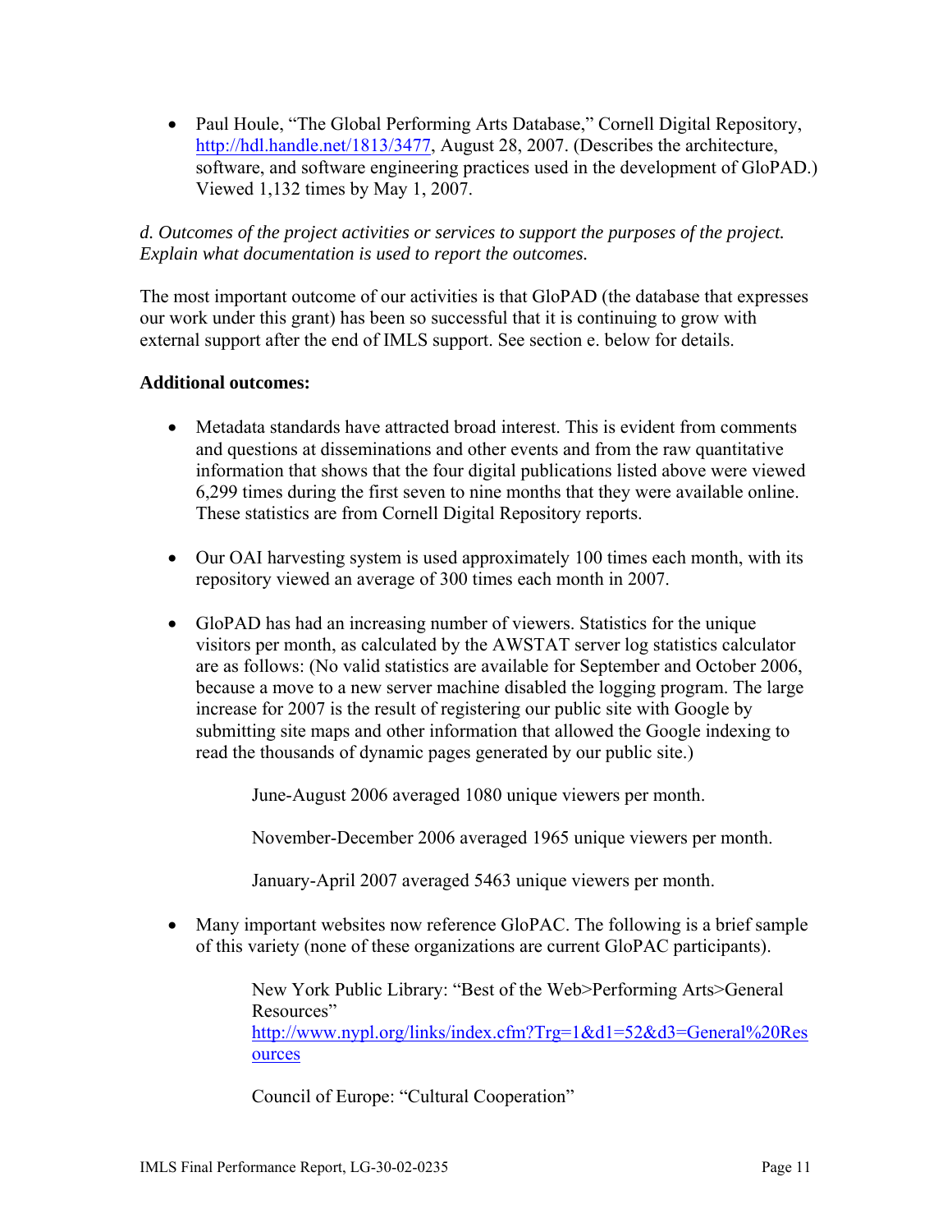- Paul Houle, "The Global Performing Arts Database," Cornell Digital Repository, http://hdl.handle.net/1813/3477, August 28, 2007. (Describes the architecture, software, and software engineering practices used in the development of GloPAD.) Viewed 1,132 times by May 1, 2007.

*d. Outcomes of the project activities or services to support the purposes of the project. Explain what documentation is used to report the outcomes.*

The most important outcome of our activities is that GloPAD (the database that expresses our work under this grant) has been so successful that it is continuing to grow with external support after the end of IMLS support. See section e. below for details.

**Additional outcomes:**

- Metadata standards have attracted broad interest. This is evident from comments and questions at disseminations and other events and from the raw quantitative information that shows that the four digital publications listed above were viewed 6,299 times during the first seven to nine months that they were available online. These statistics are from Cornell Digital Repository reports.

- Our OAI harvesting system is used approximately 100 times each month, with its repository viewed an average of 300 times each month in 2007.

- GloPAD has had an increasing number of viewers. Statistics for the unique visitors per month, as calculated by the AWSTAT server log statistics calculator are as follows: (No valid statistics are available for September and October 2006, because a move to a new server machine disabled the logging program. The large increase for 2007 is the result of registering our public site with Google by submitting site maps and other information that allowed the Google indexing to read the thousands of dynamic pages generated by our public site.)

  June-August 2006 averaged 1080 unique viewers per month.

  November-December 2006 averaged 1965 unique viewers per month.

  January-April 2007 averaged 5463 unique viewers per month.

- Many important websites now reference GloPAC. The following is a brief sample of this variety (none of these organizations are current GloPAC participants).

  New York Public Library: "Best of the Web>Performing Arts>General Resources"
  http://www.nypl.org/links/index.cfm?Trg=1&d1=52&d3=General%20Resources

  Council of Europe: "Cultural Cooperation"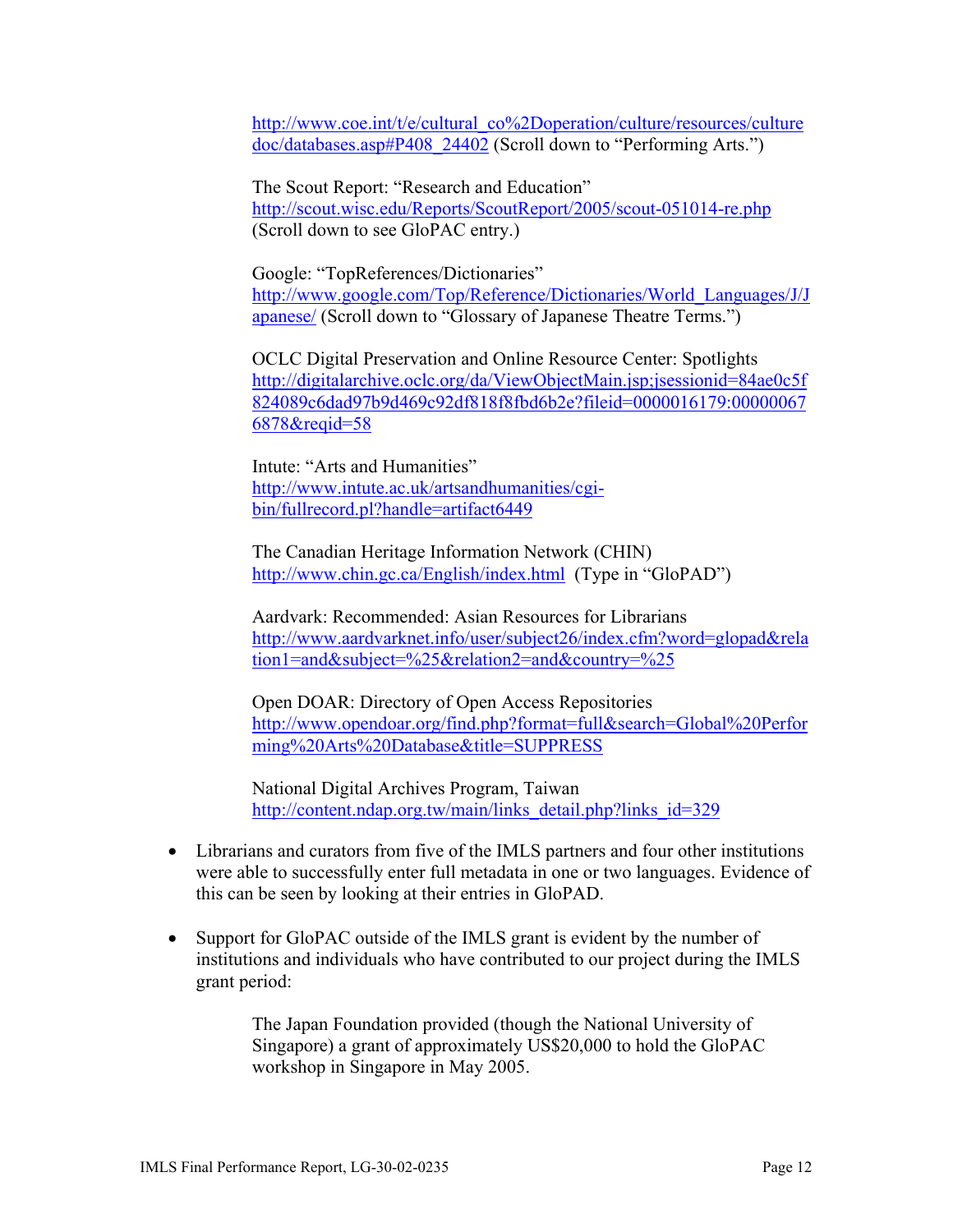http://www.coe.int/t/e/cultural_co%2Doperation/culture/resources/culturedoc/databases.asp#P408_24402 (Scroll down to "Performing Arts.")

The Scout Report: "Research and Education"
http://scout.wisc.edu/Reports/ScoutReport/2005/scout-051014-re.php
(Scroll down to see GloPAC entry.)

Google: "TopReferences/Dictionaries"
http://www.google.com/Top/Reference/Dictionaries/World_Languages/J/Japanese/ (Scroll down to "Glossary of Japanese Theatre Terms.")

OCLC Digital Preservation and Online Resource Center: Spotlights
http://digitalarchive.oclc.org/da/ViewObjectMain.jsp;jsessionid=84ae0c5f824089c6dad97b9d469c92df818f8fbd6b2e?fileid=0000016179:000000676878&reqid=58

Intute: "Arts and Humanities"
http://www.intute.ac.uk/artsandhumanities/cgi-bin/fullrecord.pl?handle=artifact6449

The Canadian Heritage Information Network (CHIN)
http://www.chin.gc.ca/English/index.html (Type in "GloPAD")

Aardvark: Recommended: Asian Resources for Librarians
http://www.aardvarknet.info/user/subject26/index.cfm?word=glopad&relation1=and&subject=%25&relation2=and&country=%25

Open DOAR: Directory of Open Access Repositories
http://www.opendoar.org/find.php?format=full&search=Global%20Performing%20Arts%20Database&title=SUPPRESS

National Digital Archives Program, Taiwan
http://content.ndap.org.tw/main/links_detail.php?links_id=329

- Librarians and curators from five of the IMLS partners and four other institutions were able to successfully enter full metadata in one or two languages. Evidence of this can be seen by looking at their entries in GloPAD.

- Support for GloPAC outside of the IMLS grant is evident by the number of institutions and individuals who have contributed to our project during the IMLS grant period:

  The Japan Foundation provided (though the National University of Singapore) a grant of approximately US$20,000 to hold the GloPAC workshop in Singapore in May 2005.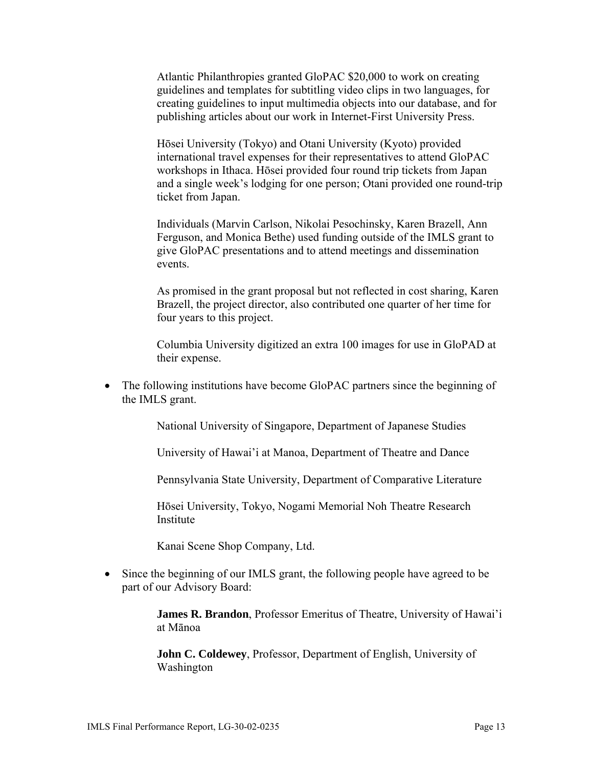Atlantic Philanthropies granted GloPAC $20,000 to work on creating guidelines and templates for subtitling video clips in two languages, for creating guidelines to input multimedia objects into our database, and for publishing articles about our work in Internet-First University Press.

Hōsei University (Tokyo) and Otani University (Kyoto) provided international travel expenses for their representatives to attend GloPAC workshops in Ithaca. Hōsei provided four round trip tickets from Japan and a single week's lodging for one person; Otani provided one round-trip ticket from Japan.

Individuals (Marvin Carlson, Nikolai Pesochinsky, Karen Brazell, Ann Ferguson, and Monica Bethe) used funding outside of the IMLS grant to give GloPAC presentations and to attend meetings and dissemination events.

As promised in the grant proposal but not reflected in cost sharing, Karen Brazell, the project director, also contributed one quarter of her time for four years to this project.

Columbia University digitized an extra 100 images for use in GloPAD at their expense.

- The following institutions have become GloPAC partners since the beginning of the IMLS grant.

  National University of Singapore, Department of Japanese Studies

  University of Hawai'i at Manoa, Department of Theatre and Dance

  Pennsylvania State University, Department of Comparative Literature

  Hōsei University, Tokyo, Nogami Memorial Noh Theatre Research Institute

  Kanai Scene Shop Company, Ltd.

- Since the beginning of our IMLS grant, the following people have agreed to be part of our Advisory Board:

  **James R. Brandon**, Professor Emeritus of Theatre, University of Hawai'i at Mānoa

  **John C. Coldewey**, Professor, Department of English, University of Washington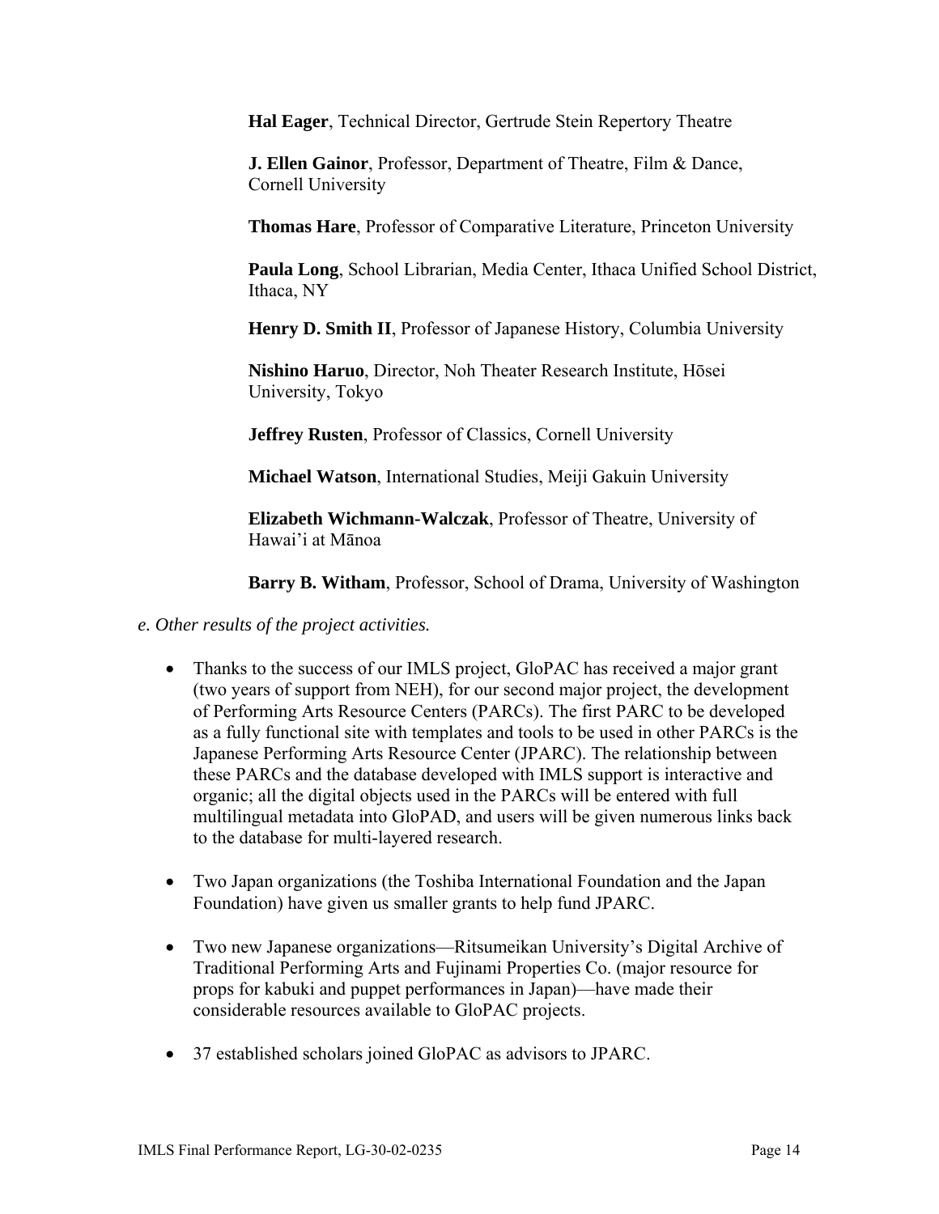**Hal Eager**, Technical Director, Gertrude Stein Repertory Theatre

**J. Ellen Gainor**, Professor, Department of Theatre, Film & Dance, Cornell University

**Thomas Hare**, Professor of Comparative Literature, Princeton University

**Paula Long**, School Librarian, Media Center, Ithaca Unified School District, Ithaca, NY

**Henry D. Smith II**, Professor of Japanese History, Columbia University

**Nishino Haruo**, Director, Noh Theater Research Institute, Hōsei University, Tokyo

**Jeffrey Rusten**, Professor of Classics, Cornell University

**Michael Watson**, International Studies, Meiji Gakuin University

**Elizabeth Wichmann-Walczak**, Professor of Theatre, University of Hawai'i at Mānoa

**Barry B. Witham**, Professor, School of Drama, University of Washington

*e. Other results of the project activities.*

- Thanks to the success of our IMLS project, GloPAC has received a major grant (two years of support from NEH), for our second major project, the development of Performing Arts Resource Centers (PARCs). The first PARC to be developed as a fully functional site with templates and tools to be used in other PARCs is the Japanese Performing Arts Resource Center (JPARC). The relationship between these PARCs and the database developed with IMLS support is interactive and organic; all the digital objects used in the PARCs will be entered with full multilingual metadata into GloPAD, and users will be given numerous links back to the database for multi-layered research.

- Two Japan organizations (the Toshiba International Foundation and the Japan Foundation) have given us smaller grants to help fund JPARC.

- Two new Japanese organizations—Ritsumeikan University's Digital Archive of Traditional Performing Arts and Fujinami Properties Co. (major resource for props for kabuki and puppet performances in Japan)—have made their considerable resources available to GloPAC projects.

- 37 established scholars joined GloPAC as advisors to JPARC.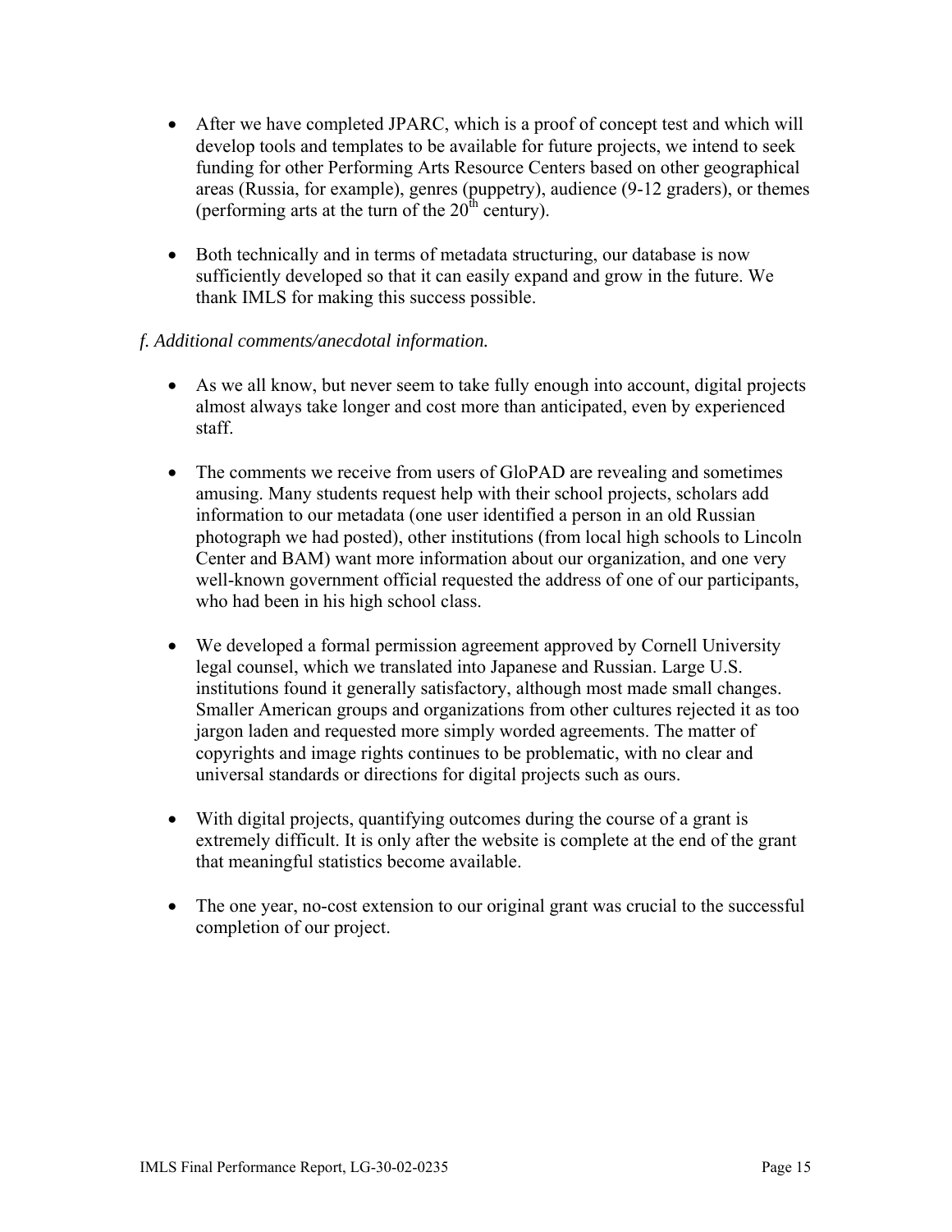- After we have completed JPARC, which is a proof of concept test and which will develop tools and templates to be available for future projects, we intend to seek funding for other Performing Arts Resource Centers based on other geographical areas (Russia, for example), genres (puppetry), audience (9-12 graders), or themes (performing arts at the turn of the 20th century).

- Both technically and in terms of metadata structuring, our database is now sufficiently developed so that it can easily expand and grow in the future. We thank IMLS for making this success possible.

*f. Additional comments/anecdotal information.*

- As we all know, but never seem to take fully enough into account, digital projects almost always take longer and cost more than anticipated, even by experienced staff.

- The comments we receive from users of GloPAD are revealing and sometimes amusing. Many students request help with their school projects, scholars add information to our metadata (one user identified a person in an old Russian photograph we had posted), other institutions (from local high schools to Lincoln Center and BAM) want more information about our organization, and one very well-known government official requested the address of one of our participants, who had been in his high school class.

- We developed a formal permission agreement approved by Cornell University legal counsel, which we translated into Japanese and Russian. Large U.S. institutions found it generally satisfactory, although most made small changes. Smaller American groups and organizations from other cultures rejected it as too jargon laden and requested more simply worded agreements. The matter of copyrights and image rights continues to be problematic, with no clear and universal standards or directions for digital projects such as ours.

- With digital projects, quantifying outcomes during the course of a grant is extremely difficult. It is only after the website is complete at the end of the grant that meaningful statistics become available.

- The one year, no-cost extension to our original grant was crucial to the successful completion of our project.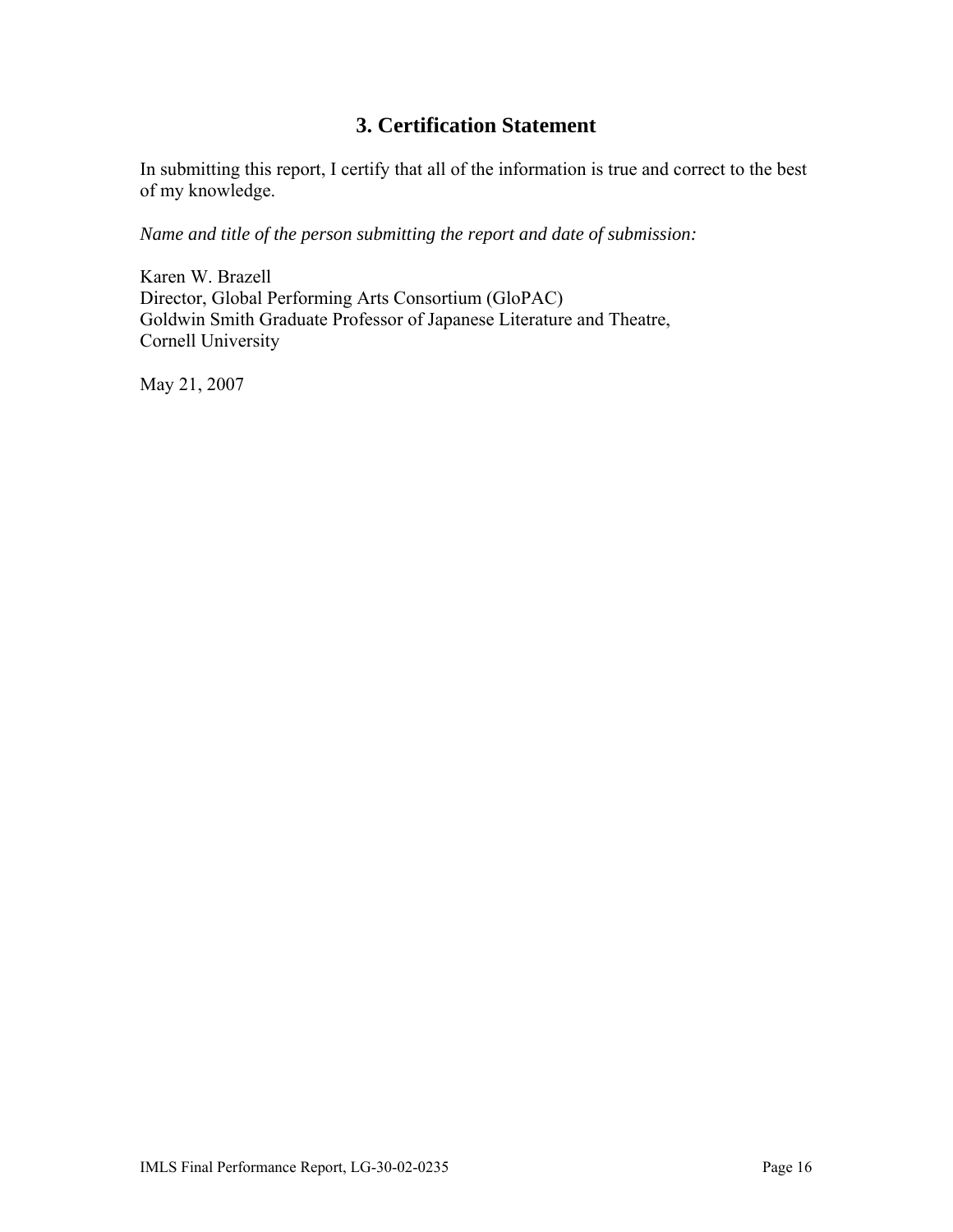## 3. Certification Statement

In submitting this report, I certify that all of the information is true and correct to the best of my knowledge.

*Name and title of the person submitting the report and date of submission:*

Karen W. Brazell
Director, Global Performing Arts Consortium (GloPAC)
Goldwin Smith Graduate Professor of Japanese Literature and Theatre,
Cornell University

May 21, 2007